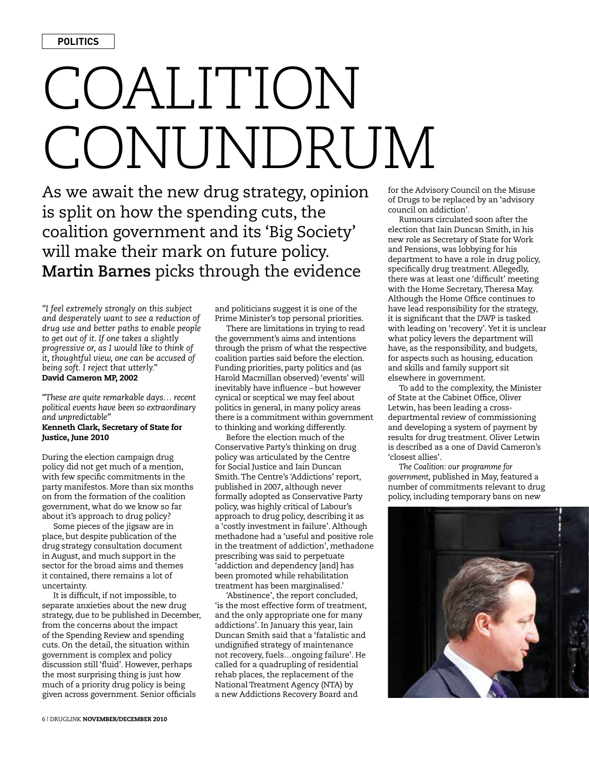POLITICS

# COALITION CONUNDRUM

As we await the new drug strategy, opinion is split on how the spending cuts, the coalition government and its 'Big Society' will make their mark on future policy. **Martin Barnes** picks through the evidence

*"I feel extremely strongly on this subject and desperately want to see a reduction of drug use and better paths to enable people to get out of it. If one takes a slightly progressive or, as I would like to think of it, thoughtful view, one can be accused of being soft. I reject that utterly."*
**David Cameron MP, 2002**

*"These are quite remarkable days… recent political events have been so extraordinary and unpredictable"*
**Kenneth Clark, Secretary of State for Justice, June 2010**

During the election campaign drug policy did not get much of a mention, with few specific commitments in the party manifestos. More than six months on from the formation of the coalition government, what do we know so far about it's approach to drug policy?

Some pieces of the jigsaw are in place, but despite publication of the drug strategy consultation document in August, and much support in the sector for the broad aims and themes it contained, there remains a lot of uncertainty.

It is difficult, if not impossible, to separate anxieties about the new drug strategy, due to be published in December, from the concerns about the impact of the Spending Review and spending cuts. On the detail, the situation within government is complex and policy discussion still 'fluid'. However, perhaps the most surprising thing is just how much of a priority drug policy is being given across government. Senior officials and politicians suggest it is one of the Prime Minister's top personal priorities.

There are limitations in trying to read the government's aims and intentions through the prism of what the respective coalition parties said before the election. Funding priorities, party politics and (as Harold Macmillan observed) 'events' will inevitably have influence – but however cynical or sceptical we may feel about politics in general, in many policy areas there is a commitment within government to thinking and working differently.

Before the election much of the Conservative Party's thinking on drug policy was articulated by the Centre for Social Justice and Iain Duncan Smith. The Centre's 'Addictions' report, published in 2007, although never formally adopted as Conservative Party policy, was highly critical of Labour's approach to drug policy, describing it as a 'costly investment in failure'. Although methadone had a 'useful and positive role in the treatment of addiction', methadone prescribing was said to perpetuate 'addiction and dependency [and] has been promoted while rehabilitation treatment has been marginalised.'

'Abstinence', the report concluded, 'is the most effective form of treatment, and the only appropriate one for many addictions'. In January this year, Iain Duncan Smith said that a 'fatalistic and undignified strategy of maintenance not recovery, fuels…ongoing failure'. He called for a quadrupling of residential rehab places, the replacement of the National Treatment Agency (NTA) by a new Addictions Recovery Board and for the Advisory Council on the Misuse of Drugs to be replaced by an 'advisory council on addiction'.

Rumours circulated soon after the election that Iain Duncan Smith, in his new role as Secretary of State for Work and Pensions, was lobbying for his department to have a role in drug policy, specifically drug treatment. Allegedly, there was at least one 'difficult' meeting with the Home Secretary, Theresa May. Although the Home Office continues to have lead responsibility for the strategy, it is significant that the DWP is tasked with leading on 'recovery'. Yet it is unclear what policy levers the department will have, as the responsibility, and budgets, for aspects such as housing, education and skills and family support sit elsewhere in government.

To add to the complexity, the Minister of State at the Cabinet Office, Oliver Letwin, has been leading a cross-departmental review of commissioning and developing a system of payment by results for drug treatment. Oliver Letwin is described as a one of David Cameron's 'closest allies'.

*The Coalition: our programme for government*, published in May, featured a number of commitments relevant to drug policy, including temporary bans on new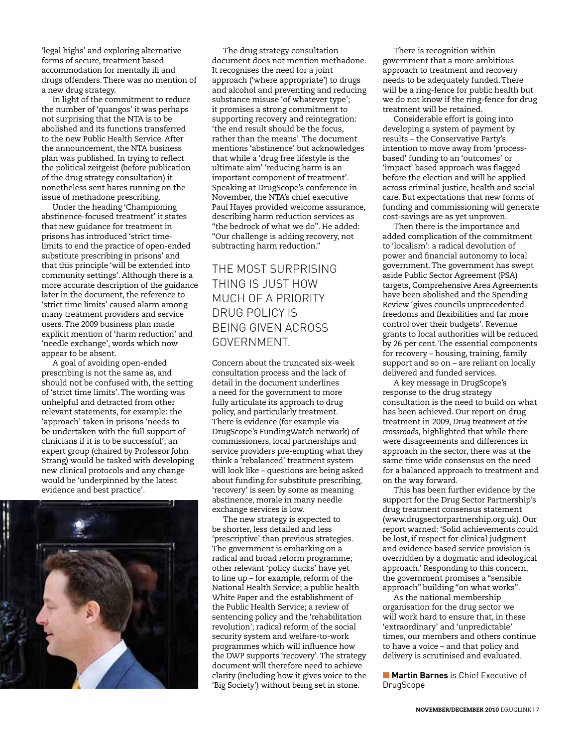'legal highs' and exploring alternative forms of secure, treatment based accommodation for mentally ill and drugs offenders. There was no mention of a new drug strategy.

In light of the commitment to reduce the number of 'quangos' it was perhaps not surprising that the NTA is to be abolished and its functions transferred to the new Public Health Service. After the announcement, the NTA business plan was published. In trying to reflect the political zeitgeist (before publication of the drug strategy consultation) it nonetheless sent hares running on the issue of methadone prescribing.

Under the heading 'Championing abstinence-focused treatment' it states that new guidance for treatment in prisons has introduced 'strict time-limits to end the practice of open-ended substitute prescribing in prisons' and that this principle 'will be extended into community settings'. Although there is a more accurate description of the guidance later in the document, the reference to 'strict time limits' caused alarm among many treatment providers and service users. The 2009 business plan made explicit mention of 'harm reduction' and 'needle exchange', words which now appear to be absent.

A goal of avoiding open-ended prescribing is not the same as, and should not be confused with, the setting of 'strict time limits'. The wording was unhelpful and detracted from other relevant statements, for example: the 'approach' taken in prisons 'needs to be undertaken with the full support of clinicians if it is to be successful'; an expert group (chaired by Professor John Strang) would be tasked with developing new clinical protocols and any change would be 'underpinned by the latest evidence and best practice'.

The drug strategy consultation document does not mention methadone. It recognises the need for a joint approach ('where appropriate') to drugs and alcohol and preventing and reducing substance misuse 'of whatever type'; it promises a strong commitment to supporting recovery and reintegration: 'the end result should be the focus, rather than the means'. The document mentions 'abstinence' but acknowledges that while a 'drug free lifestyle is the ultimate aim' 'reducing harm is an important component of treatment'. Speaking at DrugScope's conference in November, the NTA's chief executive Paul Hayes provided welcome assurance, describing harm reduction services as "the bedrock of what we do". He added: "Our challenge is adding recovery, not subtracting harm reduction."

## THE MOST SURPRISING THING IS JUST HOW MUCH OF A PRIORITY DRUG POLICY IS BEING GIVEN ACROSS GOVERNMENT.

Concern about the truncated six-week consultation process and the lack of detail in the document underlines a need for the government to more fully articulate its approach to drug policy, and particularly treatment. There is evidence (for example via DrugScope's FundingWatch network) of commissioners, local partnerships and service providers pre-empting what they think a 'rebalanced' treatment system will look like – questions are being asked about funding for substitute prescribing, 'recovery' is seen by some as meaning abstinence, morale in many needle exchange services is low.

The new strategy is expected to be shorter, less detailed and less 'prescriptive' than previous strategies. The government is embarking on a radical and broad reform programme; other relevant 'policy ducks' have yet to line up – for example, reform of the National Health Service; a public health White Paper and the establishment of the Public Health Service; a review of sentencing policy and the 'rehabilitation revolution'; radical reform of the social security system and welfare-to-work programmes which will influence how the DWP supports 'recovery'. The strategy document will therefore need to achieve clarity (including how it gives voice to the 'Big Society') without being set in stone.

There is recognition within government that a more ambitious approach to treatment and recovery needs to be adequately funded. There will be a ring-fence for public health but we do not know if the ring-fence for drug treatment will be retained.

Considerable effort is going into developing a system of payment by results – the Conservative Party's intention to move away from 'process-based' funding to an 'outcomes' or 'impact' based approach was flagged before the election and will be applied across criminal justice, health and social care. But expectations that new forms of funding and commissioning will generate cost-savings are as yet unproven.

Then there is the importance and added complication of the commitment to 'localism': a radical devolution of power and financial autonomy to local government. The government has swept aside Public Sector Agreement (PSA) targets, Comprehensive Area Agreements have been abolished and the Spending Review 'gives councils unprecedented freedoms and flexibilities and far more control over their budgets'. Revenue grants to local authorities will be reduced by 26 per cent. The essential components for recovery – housing, training, family support and so on – are reliant on locally delivered and funded services.

A key message in DrugScope's response to the drug strategy consultation is the need to build on what has been achieved. Our report on drug treatment in 2009, *Drug treatment at the crossroads*, highlighted that while there were disagreements and differences in approach in the sector, there was at the same time wide consensus on the need for a balanced approach to treatment and on the way forward.

This has been further evidence by the support for the Drug Sector Partnership's drug treatment consensus statement (www.drugsectorpartnership.org.uk). Our report warned: 'Solid achievements could be lost, if respect for clinical judgment and evidence based service provision is overridden by a dogmatic and ideological approach.' Responding to this concern, the government promises a "sensible approach" building "on what works".

As the national membership organisation for the drug sector we will work hard to ensure that, in these 'extraordinary' and 'unpredictable' times, our members and others continue to have a voice – and that policy and delivery is scrutinised and evaluated.

**Martin Barnes** is Chief Executive of DrugScope